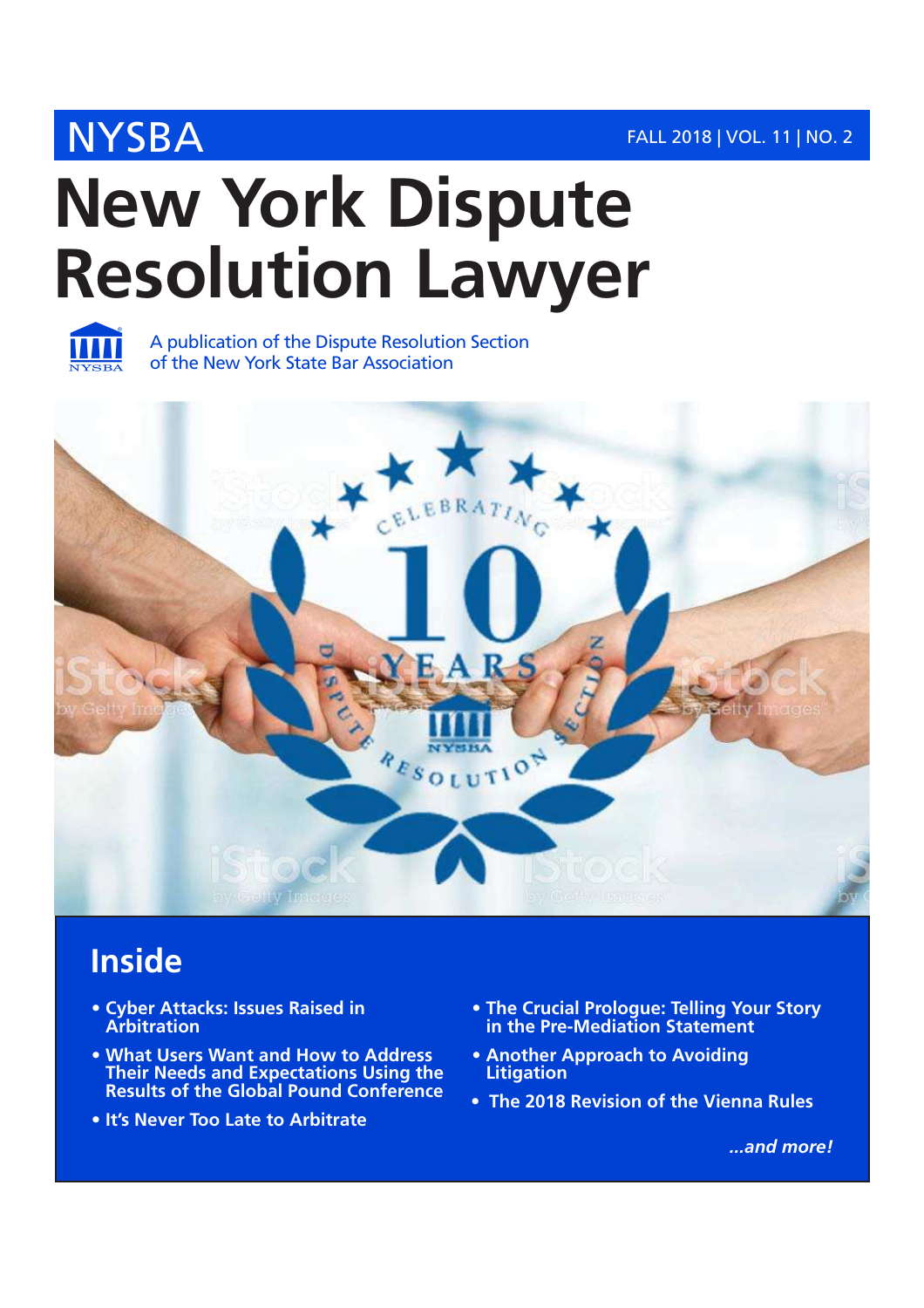NYSBA

FALL 2018 | VOL. 11 | NO. 2

# New York Dispute Resolution Lawyer

A publication of the Dispute Resolution Section of the New York State Bar Association

## Inside

- Cyber Attacks: Issues Raised in Arbitration
- What Users Want and How to Address Their Needs and Expectations Using the Results of the Global Pound Conference
- It's Never Too Late to Arbitrate
- The Crucial Prologue: Telling Your Story in the Pre-Mediation Statement
- Another Approach to Avoiding Litigation
- The 2018 Revision of the Vienna Rules

*...and more!*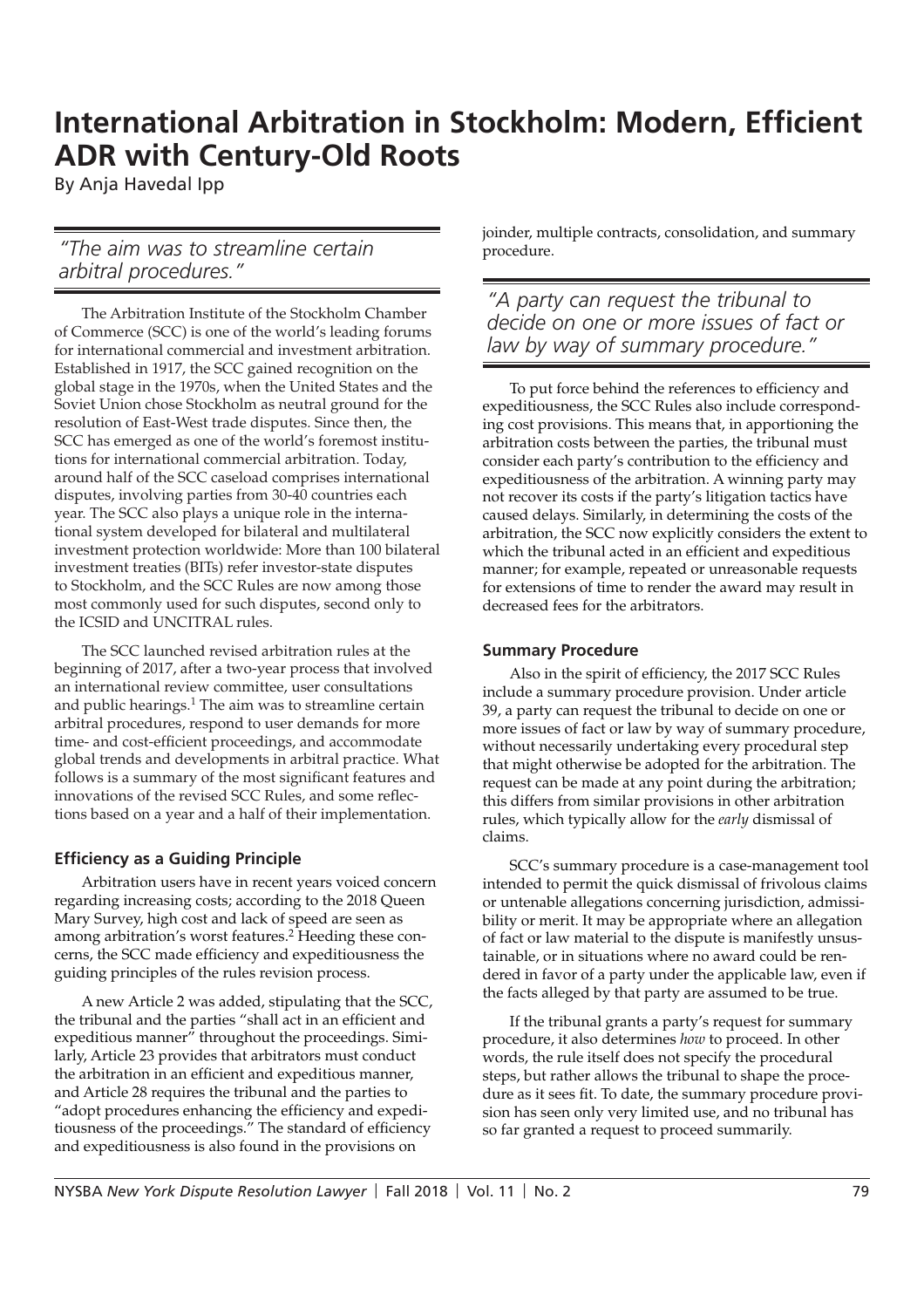# International Arbitration in Stockholm: Modern, Efficient ADR with Century-Old Roots

By Anja Havedal Ipp

*"The aim was to streamline certain arbitral procedures."*

The Arbitration Institute of the Stockholm Chamber of Commerce (SCC) is one of the world's leading forums for international commercial and investment arbitration. Established in 1917, the SCC gained recognition on the global stage in the 1970s, when the United States and the Soviet Union chose Stockholm as neutral ground for the resolution of East-West trade disputes. Since then, the SCC has emerged as one of the world's foremost institutions for international commercial arbitration. Today, around half of the SCC caseload comprises international disputes, involving parties from 30-40 countries each year. The SCC also plays a unique role in the international system developed for bilateral and multilateral investment protection worldwide: More than 100 bilateral investment treaties (BITs) refer investor-state disputes to Stockholm, and the SCC Rules are now among those most commonly used for such disputes, second only to the ICSID and UNCITRAL rules.

The SCC launched revised arbitration rules at the beginning of 2017, after a two-year process that involved an international review committee, user consultations and public hearings.[1] The aim was to streamline certain arbitral procedures, respond to user demands for more time- and cost-efficient proceedings, and accommodate global trends and developments in arbitral practice. What follows is a summary of the most significant features and innovations of the revised SCC Rules, and some reflections based on a year and a half of their implementation.

### Efficiency as a Guiding Principle

Arbitration users have in recent years voiced concern regarding increasing costs; according to the 2018 Queen Mary Survey, high cost and lack of speed are seen as among arbitration's worst features.[2] Heeding these concerns, the SCC made efficiency and expeditiousness the guiding principles of the rules revision process.

A new Article 2 was added, stipulating that the SCC, the tribunal and the parties "shall act in an efficient and expeditious manner" throughout the proceedings. Similarly, Article 23 provides that arbitrators must conduct the arbitration in an efficient and expeditious manner, and Article 28 requires the tribunal and the parties to "adopt procedures enhancing the efficiency and expeditiousness of the proceedings." The standard of efficiency and expeditiousness is also found in the provisions on joinder, multiple contracts, consolidation, and summary procedure.

*"A party can request the tribunal to decide on one or more issues of fact or law by way of summary procedure."*

To put force behind the references to efficiency and expeditiousness, the SCC Rules also include corresponding cost provisions. This means that, in apportioning the arbitration costs between the parties, the tribunal must consider each party's contribution to the efficiency and expeditiousness of the arbitration. A winning party may not recover its costs if the party's litigation tactics have caused delays. Similarly, in determining the costs of the arbitration, the SCC now explicitly considers the extent to which the tribunal acted in an efficient and expeditious manner; for example, repeated or unreasonable requests for extensions of time to render the award may result in decreased fees for the arbitrators.

### Summary Procedure

Also in the spirit of efficiency, the 2017 SCC Rules include a summary procedure provision. Under article 39, a party can request the tribunal to decide on one or more issues of fact or law by way of summary procedure, without necessarily undertaking every procedural step that might otherwise be adopted for the arbitration. The request can be made at any point during the arbitration; this differs from similar provisions in other arbitration rules, which typically allow for the *early* dismissal of claims.

SCC's summary procedure is a case-management tool intended to permit the quick dismissal of frivolous claims or untenable allegations concerning jurisdiction, admissibility or merit. It may be appropriate where an allegation of fact or law material to the dispute is manifestly unsustainable, or in situations where no award could be rendered in favor of a party under the applicable law, even if the facts alleged by that party are assumed to be true.

If the tribunal grants a party's request for summary procedure, it also determines *how* to proceed. In other words, the rule itself does not specify the procedural steps, but rather allows the tribunal to shape the procedure as it sees fit. To date, the summary procedure provision has seen only very limited use, and no tribunal has so far granted a request to proceed summarily.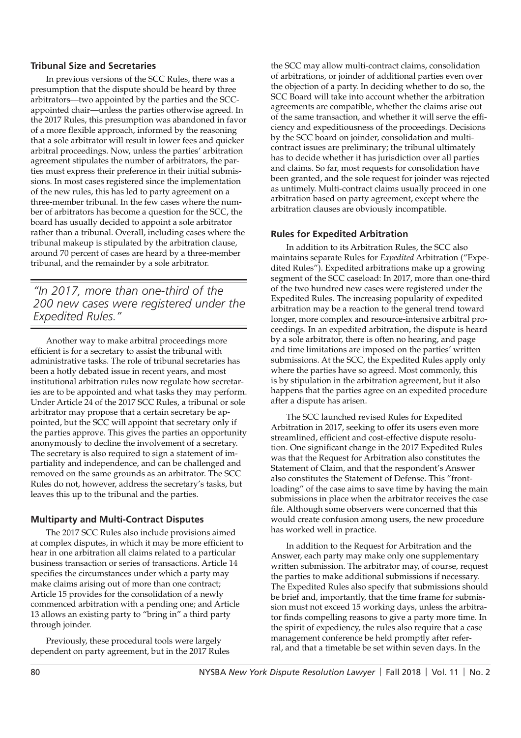### Tribunal Size and Secretaries

In previous versions of the SCC Rules, there was a presumption that the dispute should be heard by three arbitrators—two appointed by the parties and the SCC-appointed chair—unless the parties otherwise agreed. In the 2017 Rules, this presumption was abandoned in favor of a more flexible approach, informed by the reasoning that a sole arbitrator will result in lower fees and quicker arbitral proceedings. Now, unless the parties' arbitration agreement stipulates the number of arbitrators, the parties must express their preference in their initial submissions. In most cases registered since the implementation of the new rules, this has led to party agreement on a three-member tribunal. In the few cases where the number of arbitrators has become a question for the SCC, the board has usually decided to appoint a sole arbitrator rather than a tribunal. Overall, including cases where the tribunal makeup is stipulated by the arbitration clause, around 70 percent of cases are heard by a three-member tribunal, and the remainder by a sole arbitrator.

> *"In 2017, more than one-third of the 200 new cases were registered under the Expedited Rules."*

Another way to make arbitral proceedings more efficient is for a secretary to assist the tribunal with administrative tasks. The role of tribunal secretaries has been a hotly debated issue in recent years, and most institutional arbitration rules now regulate how secretaries are to be appointed and what tasks they may perform. Under Article 24 of the 2017 SCC Rules, a tribunal or sole arbitrator may propose that a certain secretary be appointed, but the SCC will appoint that secretary only if the parties approve. This gives the parties an opportunity anonymously to decline the involvement of a secretary. The secretary is also required to sign a statement of impartiality and independence, and can be challenged and removed on the same grounds as an arbitrator. The SCC Rules do not, however, address the secretary's tasks, but leaves this up to the tribunal and the parties.

### Multiparty and Multi-Contract Disputes

The 2017 SCC Rules also include provisions aimed at complex disputes, in which it may be more efficient to hear in one arbitration all claims related to a particular business transaction or series of transactions. Article 14 specifies the circumstances under which a party may make claims arising out of more than one contract; Article 15 provides for the consolidation of a newly commenced arbitration with a pending one; and Article 13 allows an existing party to "bring in" a third party through joinder.

Previously, these procedural tools were largely dependent on party agreement, but in the 2017 Rules the SCC may allow multi-contract claims, consolidation of arbitrations, or joinder of additional parties even over the objection of a party. In deciding whether to do so, the SCC Board will take into account whether the arbitration agreements are compatible, whether the claims arise out of the same transaction, and whether it will serve the efficiency and expeditiousness of the proceedings. Decisions by the SCC board on joinder, consolidation and multi-contract issues are preliminary; the tribunal ultimately has to decide whether it has jurisdiction over all parties and claims. So far, most requests for consolidation have been granted, and the sole request for joinder was rejected as untimely. Multi-contract claims usually proceed in one arbitration based on party agreement, except where the arbitration clauses are obviously incompatible.

### Rules for Expedited Arbitration

In addition to its Arbitration Rules, the SCC also maintains separate Rules for *Expedited* Arbitration ("Expedited Rules"). Expedited arbitrations make up a growing segment of the SCC caseload: In 2017, more than one-third of the two hundred new cases were registered under the Expedited Rules. The increasing popularity of expedited arbitration may be a reaction to the general trend toward longer, more complex and resource-intensive arbitral proceedings. In an expedited arbitration, the dispute is heard by a sole arbitrator, there is often no hearing, and page and time limitations are imposed on the parties' written submissions. At the SCC, the Expedited Rules apply only where the parties have so agreed. Most commonly, this is by stipulation in the arbitration agreement, but it also happens that the parties agree on an expedited procedure after a dispute has arisen.

The SCC launched revised Rules for Expedited Arbitration in 2017, seeking to offer its users even more streamlined, efficient and cost-effective dispute resolution. One significant change in the 2017 Expedited Rules was that the Request for Arbitration also constitutes the Statement of Claim, and that the respondent's Answer also constitutes the Statement of Defense. This "front-loading" of the case aims to save time by having the main submissions in place when the arbitrator receives the case file. Although some observers were concerned that this would create confusion among users, the new procedure has worked well in practice.

In addition to the Request for Arbitration and the Answer, each party may make only one supplementary written submission. The arbitrator may, of course, request the parties to make additional submissions if necessary. The Expedited Rules also specify that submissions should be brief and, importantly, that the time frame for submission must not exceed 15 working days, unless the arbitrator finds compelling reasons to give a party more time. In the spirit of expediency, the rules also require that a case management conference be held promptly after referral, and that a timetable be set within seven days. In the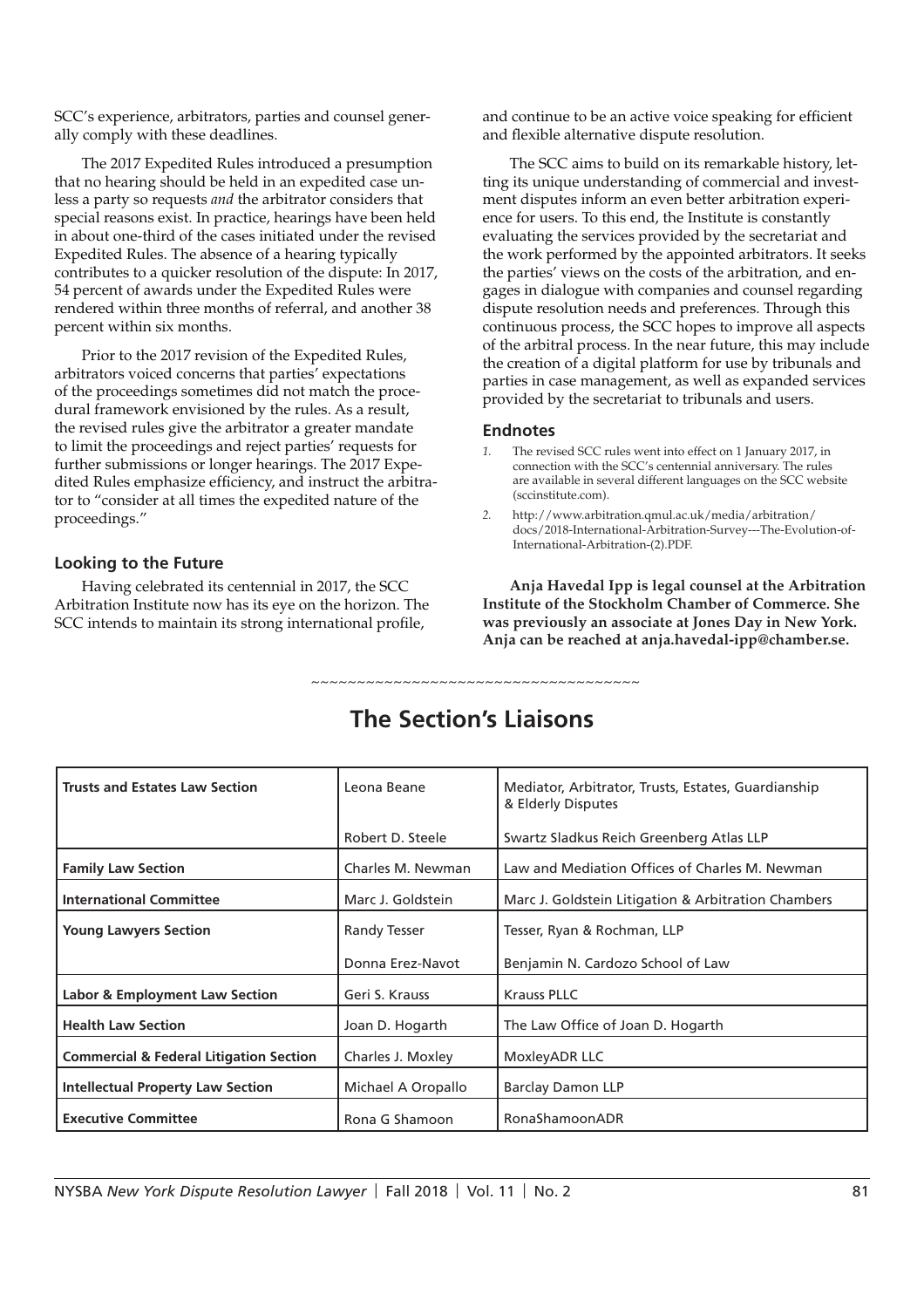SCC's experience, arbitrators, parties and counsel generally comply with these deadlines.

The 2017 Expedited Rules introduced a presumption that no hearing should be held in an expedited case unless a party so requests *and* the arbitrator considers that special reasons exist. In practice, hearings have been held in about one-third of the cases initiated under the revised Expedited Rules. The absence of a hearing typically contributes to a quicker resolution of the dispute: In 2017, 54 percent of awards under the Expedited Rules were rendered within three months of referral, and another 38 percent within six months.

Prior to the 2017 revision of the Expedited Rules, arbitrators voiced concerns that parties' expectations of the proceedings sometimes did not match the procedural framework envisioned by the rules. As a result, the revised rules give the arbitrator a greater mandate to limit the proceedings and reject parties' requests for further submissions or longer hearings. The 2017 Expedited Rules emphasize efficiency, and instruct the arbitrator to "consider at all times the expedited nature of the proceedings."

### Looking to the Future

Having celebrated its centennial in 2017, the SCC Arbitration Institute now has its eye on the horizon. The SCC intends to maintain its strong international profile, and continue to be an active voice speaking for efficient and flexible alternative dispute resolution.

The SCC aims to build on its remarkable history, letting its unique understanding of commercial and investment disputes inform an even better arbitration experience for users. To this end, the Institute is constantly evaluating the services provided by the secretariat and the work performed by the appointed arbitrators. It seeks the parties' views on the costs of the arbitration, and engages in dialogue with companies and counsel regarding dispute resolution needs and preferences. Through this continuous process, the SCC hopes to improve all aspects of the arbitral process. In the near future, this may include the creation of a digital platform for use by tribunals and parties in case management, as well as expanded services provided by the secretariat to tribunals and users.

### Endnotes

1. The revised SCC rules went into effect on 1 January 2017, in connection with the SCC's centennial anniversary. The rules are available in several different languages on the SCC website (sccinstitute.com).
2. http://www.arbitration.qmul.ac.uk/media/arbitration/docs/2018-International-Arbitration-Survey---The-Evolution-of-International-Arbitration-(2).PDF.

**Anja Havedal Ipp is legal counsel at the Arbitration Institute of the Stockholm Chamber of Commerce. She was previously an associate at Jones Day in New York. Anja can be reached at anja.havedal-ipp@chamber.se.**

~~~~~~~~~~~~~~~~~~~~~~~~~~~~~~~~~~~~

## The Section's Liaisons

| | | |
|---|---|---|
| **Trusts and Estates Law Section** | Leona Beane | Mediator, Arbitrator, Trusts, Estates, Guardianship & Elderly Disputes |
| | Robert D. Steele | Swartz Sladkus Reich Greenberg Atlas LLP |
| **Family Law Section** | Charles M. Newman | Law and Mediation Offices of Charles M. Newman |
| **International Committee** | Marc J. Goldstein | Marc J. Goldstein Litigation & Arbitration Chambers |
| **Young Lawyers Section** | Randy Tesser | Tesser, Ryan & Rochman, LLP |
| | Donna Erez-Navot | Benjamin N. Cardozo School of Law |
| **Labor & Employment Law Section** | Geri S. Krauss | Krauss PLLC |
| **Health Law Section** | Joan D. Hogarth | The Law Office of Joan D. Hogarth |
| **Commercial & Federal Litigation Section** | Charles J. Moxley | MoxleyADR LLC |
| **Intellectual Property Law Section** | Michael A Oropallo | Barclay Damon LLP |
| **Executive Committee** | Rona G Shamoon | RonaShamoonADR |